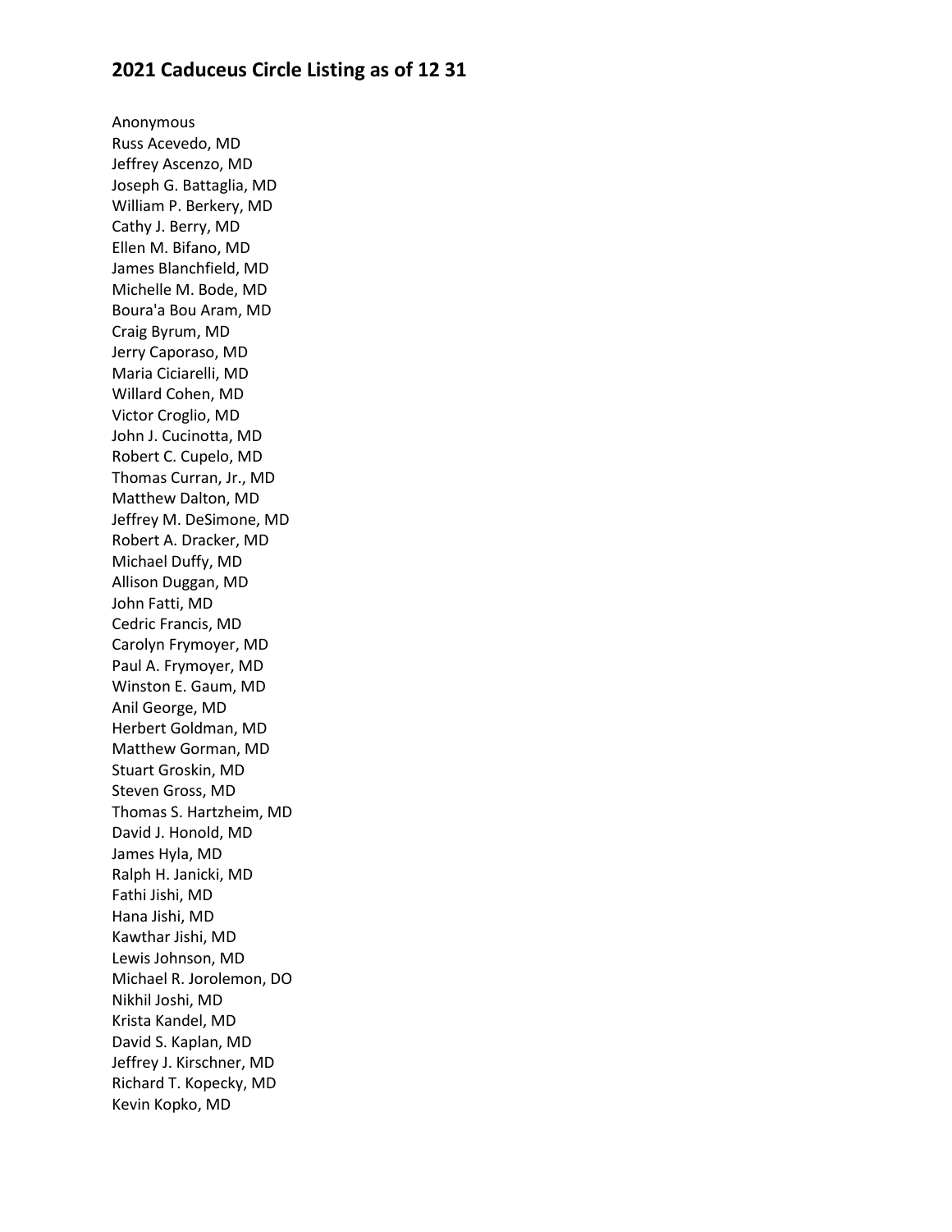## 2021 Caduceus Circle Listing as of 12 31

Anonymous
Russ Acevedo, MD
Jeffrey Ascenzo, MD
Joseph G. Battaglia, MD
William P. Berkery, MD
Cathy J. Berry, MD
Ellen M. Bifano, MD
James Blanchfield, MD
Michelle M. Bode, MD
Boura'a Bou Aram, MD
Craig Byrum, MD
Jerry Caporaso, MD
Maria Ciciarelli, MD
Willard Cohen, MD
Victor Croglio, MD
John J. Cucinotta, MD
Robert C. Cupelo, MD
Thomas Curran, Jr., MD
Matthew Dalton, MD
Jeffrey M. DeSimone, MD
Robert A. Dracker, MD
Michael Duffy, MD
Allison Duggan, MD
John Fatti, MD
Cedric Francis, MD
Carolyn Frymoyer, MD
Paul A. Frymoyer, MD
Winston E. Gaum, MD
Anil George, MD
Herbert Goldman, MD
Matthew Gorman, MD
Stuart Groskin, MD
Steven Gross, MD
Thomas S. Hartzheim, MD
David J. Honold, MD
James Hyla, MD
Ralph H. Janicki, MD
Fathi Jishi, MD
Hana Jishi, MD
Kawthar Jishi, MD
Lewis Johnson, MD
Michael R. Jorolemon, DO
Nikhil Joshi, MD
Krista Kandel, MD
David S. Kaplan, MD
Jeffrey J. Kirschner, MD
Richard T. Kopecky, MD
Kevin Kopko, MD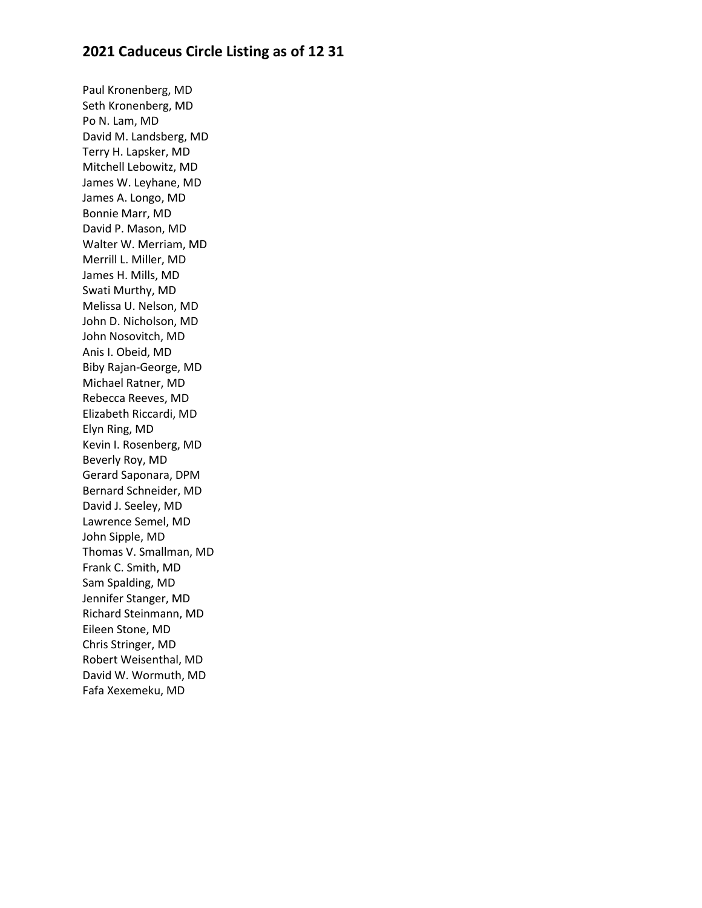## 2021 Caduceus Circle Listing as of 12 31

Paul Kronenberg, MD
Seth Kronenberg, MD
Po N. Lam, MD
David M. Landsberg, MD
Terry H. Lapsker, MD
Mitchell Lebowitz, MD
James W. Leyhane, MD
James A. Longo, MD
Bonnie Marr, MD
David P. Mason, MD
Walter W. Merriam, MD
Merrill L. Miller, MD
James H. Mills, MD
Swati Murthy, MD
Melissa U. Nelson, MD
John D. Nicholson, MD
John Nosovitch, MD
Anis I. Obeid, MD
Biby Rajan-George, MD
Michael Ratner, MD
Rebecca Reeves, MD
Elizabeth Riccardi, MD
Elyn Ring, MD
Kevin I. Rosenberg, MD
Beverly Roy, MD
Gerard Saponara, DPM
Bernard Schneider, MD
David J. Seeley, MD
Lawrence Semel, MD
John Sipple, MD
Thomas V. Smallman, MD
Frank C. Smith, MD
Sam Spalding, MD
Jennifer Stanger, MD
Richard Steinmann, MD
Eileen Stone, MD
Chris Stringer, MD
Robert Weisenthal, MD
David W. Wormuth, MD
Fafa Xexemeku, MD